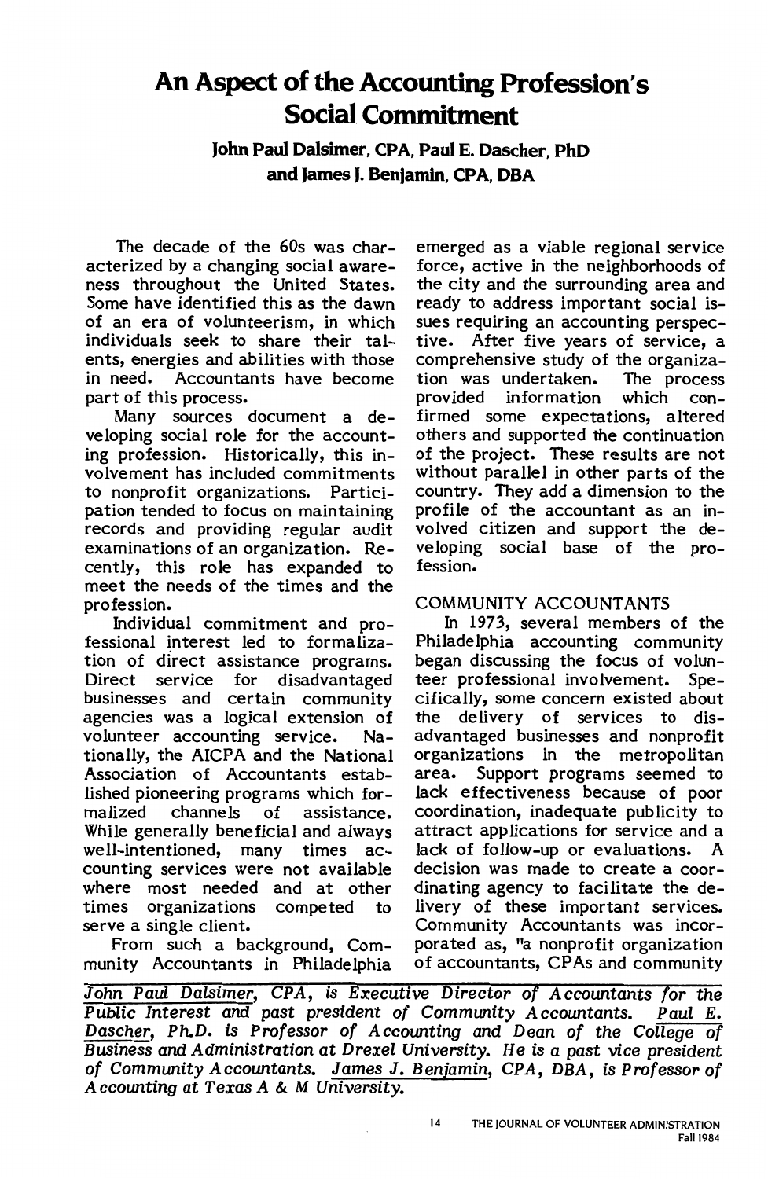# An Aspect of the Accounting Profession's Social Commitment

**John Paul Dalsimer, CPA, Paul E. Dascher, PhD and James J. Benjamin, CPA, DBA**

The decade of the 60s was characterized by a changing social awareness throughout the United States. Some have identified this as the dawn of an era of volunteerism, in which individuals seek to share their talents, energies and abilities with those in need. Accountants have become part of this process.

Many sources document a developing social role for the accounting profession. Historically, this involvement has included commitments to nonprofit organizations. Participation tended to focus on maintaining records and providing regular audit examinations of an organization. Recently, this role has expanded to meet the needs of the times and the profession.

Individual commitment and professional interest led to formalization of direct assistance programs. Direct service for disadvantaged businesses and certain community agencies was a logical extension of volunteer accounting service. Nationally, the AICPA and the National Association of Accountants established pioneering programs which formalized channels of assistance. While generally beneficial and always well-intentioned, many times accounting services were not available where most needed and at other times organizations competed to serve a single client.

From such a background, Community Accountants in Philadelphia emerged as a viable regional service force, active in the neighborhoods of the city and the surrounding area and ready to address important social issues requiring an accounting perspective. After five years of service, a comprehensive study of the organization was undertaken. The process provided information which confirmed some expectations, altered others and supported the continuation of the project. These results are not without parallel in other parts of the country. They add a dimension to the profile of the accountant as an involved citizen and support the developing social base of the profession.

## COMMUNITY ACCOUNTANTS

In 1973, several members of the Philadelphia accounting community began discussing the focus of volunteer professional involvement. Specifically, some concern existed about the delivery of services to disadvantaged businesses and nonprofit organizations in the metropolitan area. Support programs seemed to lack effectiveness because of poor coordination, inadequate publicity to attract applications for service and a lack of follow-up or evaluations. A decision was made to create a coordinating agency to facilitate the delivery of these important services. Community Accountants was incorporated as, "a nonprofit organization of accountants, CPAs and community

---

*John Paul Dalsimer, CPA, is Executive Director of Accountants for the Public Interest and past president of Community Accountants. Paul E. Dascher, Ph.D. is Professor of Accounting and Dean of the College of Business and Administration at Drexel University. He is a past vice president of Community Accountants. James J. Benjamin, CPA, DBA, is Professor of Accounting at Texas A & M University.*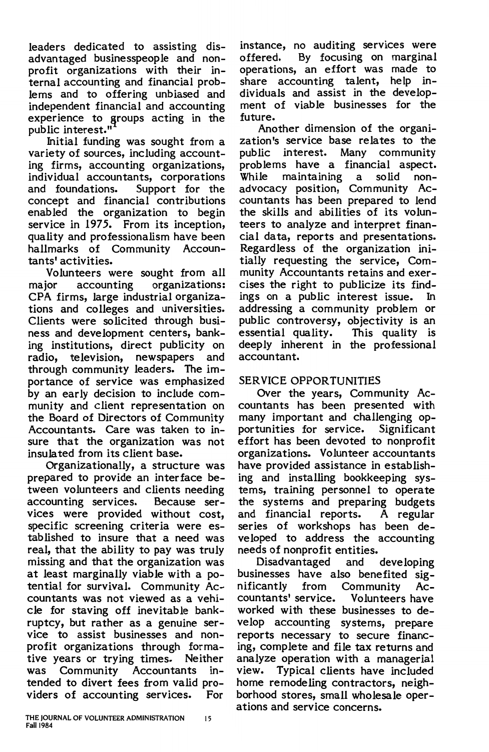leaders dedicated to assisting disadvantaged businesspeople and nonprofit organizations with their internal accounting and financial problems and to offering unbiased and independent financial and accounting experience to groups acting in the public interest."[1]

Initial funding was sought from a variety of sources, including accounting firms, accounting organizations, individual accountants, corporations and foundations. Support for the concept and financial contributions enabled the organization to begin service in 1975. From its inception, quality and professionalism have been hallmarks of Community Accountants' activities.

Volunteers were sought from all major accounting organizations: CPA firms, large industrial organizations and colleges and universities. Clients were solicited through business and development centers, banking institutions, direct publicity on radio, television, newspapers and through community leaders. The importance of service was emphasized by an early decision to include community and client representation on the Board of Directors of Community Accountants. Care was taken to insure that the organization was not insulated from its client base.

Organizationally, a structure was prepared to provide an interface between volunteers and clients needing accounting services. Because services were provided without cost, specific screening criteria were established to insure that a need was real, that the ability to pay was truly missing and that the organization was at least marginally viable with a potential for survival. Community Accountants was not viewed as a vehicle for staving off inevitable bankruptcy, but rather as a genuine service to assist businesses and nonprofit organizations through formative years or trying times. Neither was Community Accountants intended to divert fees from valid providers of accounting services. For instance, no auditing services were offered. By focusing on marginal operations, an effort was made to share accounting talent, help individuals and assist in the development of viable businesses for the future.

Another dimension of the organization's service base relates to the public interest. Many community problems have a financial aspect. While maintaining a solid nonadvocacy position, Community Accountants has been prepared to lend the skills and abilities of its volunteers to analyze and interpret financial data, reports and presentations. Regardless of the organization initially requesting the service, Community Accountants retains and exercises the right to publicize its findings on a public interest issue. In addressing a community problem or public controversy, objectivity is an essential quality. This quality is deeply inherent in the professional accountant.

## SERVICE OPPORTUNITIES

Over the years, Community Accountants has been presented with many important and challenging opportunities for service. Significant effort has been devoted to nonprofit organizations. Volunteer accountants have provided assistance in establishing and installing bookkeeping systems, training personnel to operate the systems and preparing budgets and financial reports. A regular series of workshops has been developed to address the accounting needs of nonprofit entities.

Disadvantaged and developing businesses have also benefited significantly from Community Accountants' service. Volunteers have worked with these businesses to develop accounting systems, prepare reports necessary to secure financing, complete and file tax returns and analyze operation with a managerial view. Typical clients have included home remodeling contractors, neighborhood stores, small wholesale operations and service concerns.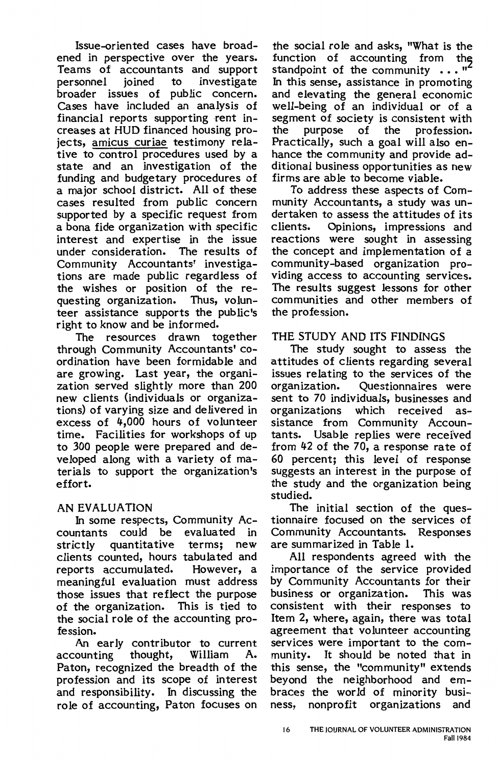Issue-oriented cases have broadened in perspective over the years. Teams of accountants and support personnel joined to investigate broader issues of public concern. Cases have included an analysis of financial reports supporting rent increases at HUD financed housing projects, amicus curiae testimony relative to control procedures used by a state and an investigation of the funding and budgetary procedures of a major school district. All of these cases resulted from public concern supported by a specific request from a bona fide organization with specific interest and expertise in the issue under consideration. The results of Community Accountants' investigations are made public regardless of the wishes or position of the requesting organization. Thus, volunteer assistance supports the public's right to know and be informed.

The resources drawn together through Community Accountants' coordination have been formidable and are growing. Last year, the organization served slightly more than 200 new clients (individuals or organizations) of varying size and delivered in excess of 4,000 hours of volunteer time. Facilities for workshops of up to 300 people were prepared and developed along with a variety of materials to support the organization's effort.

## AN EVALUATION

In some respects, Community Accountants could be evaluated in strictly quantitative terms; new clients counted, hours tabulated and reports accumulated. However, a meaningful evaluation must address those issues that reflect the purpose of the organization. This is tied to the social role of the accounting profession.

An early contributor to current accounting thought, William A. Paton, recognized the breadth of the profession and its scope of interest and responsibility. In discussing the role of accounting, Paton focuses on the social role and asks, "What is the function of accounting from the standpoint of the community . . ."[2] In this sense, assistance in promoting and elevating the general economic well-being of an individual or of a segment of society is consistent with the purpose of the profession. Practically, such a goal will also enhance the community and provide additional business opportunities as new firms are able to become viable.

To address these aspects of Community Accountants, a study was undertaken to assess the attitudes of its clients. Opinions, impressions and reactions were sought in assessing the concept and implementation of a community-based organization providing access to accounting services. The results suggest lessons for other communities and other members of the profession.

## THE STUDY AND ITS FINDINGS

The study sought to assess the attitudes of clients regarding several issues relating to the services of the organization. Questionnaires were sent to 70 individuals, businesses and organizations which received assistance from Community Accountants. Usable replies were received from 42 of the 70, a response rate of 60 percent; this level of response suggests an interest in the purpose of the study and the organization being studied.

The initial section of the questionnaire focused on the services of Community Accountants. Responses are summarized in Table 1.

All respondents agreed with the importance of the service provided by Community Accountants for their business or organization. This was consistent with their responses to Item 2, where, again, there was total agreement that volunteer accounting services were important to the community. It should be noted that in this sense, the "community" extends beyond the neighborhood and embraces the world of minority business, nonprofit organizations and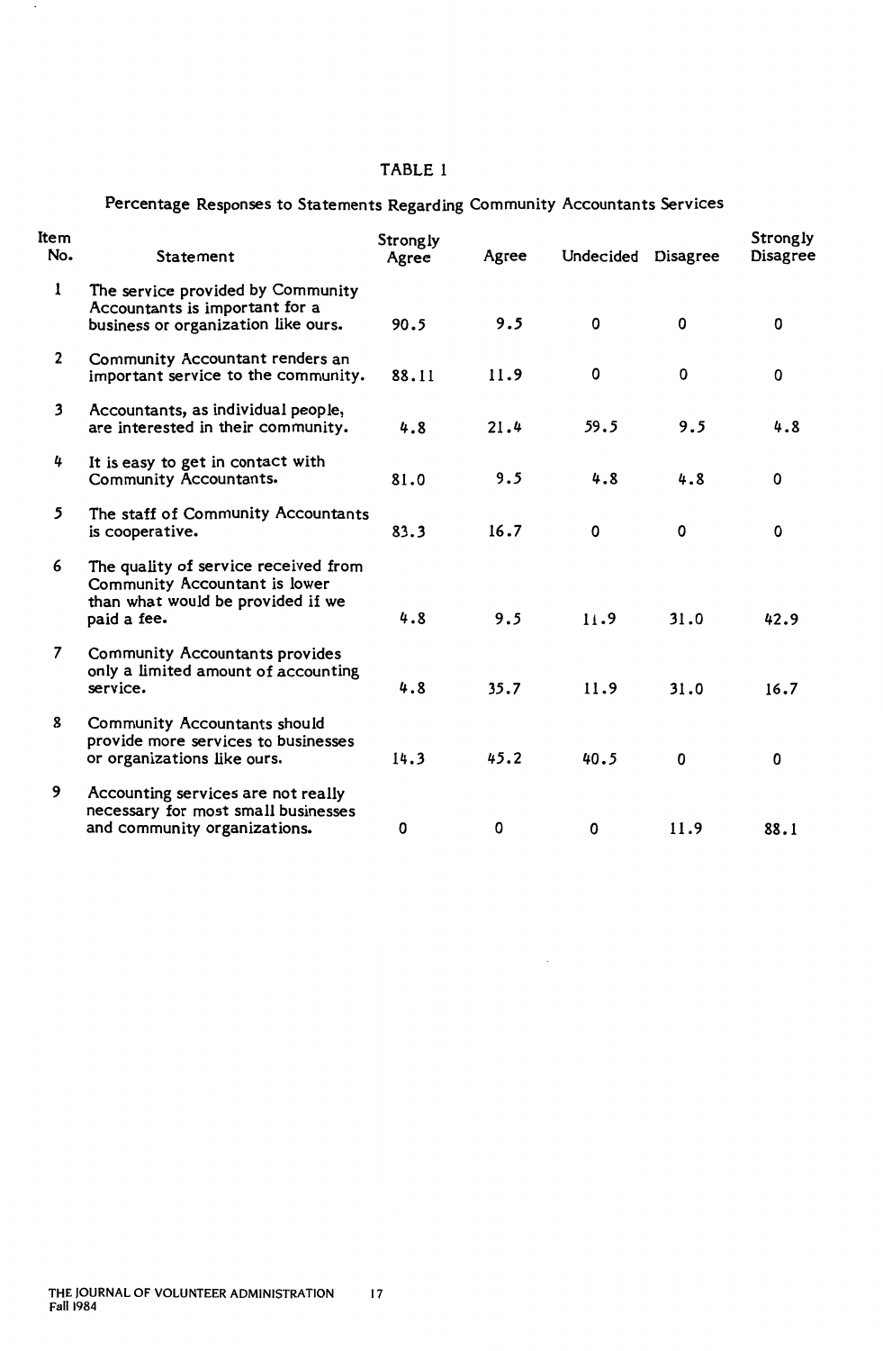TABLE 1

Percentage Responses to Statements Regarding Community Accountants Services

| Item No. | Statement | Strongly Agree | Agree | Undecided | Disagree | Strongly Disagree |
|---|---|---|---|---|---|---|
| 1 | The service provided by Community Accountants is important for a business or organization like ours. | 90.5 | 9.5 | 0 | 0 | 0 |
| 2 | Community Accountant renders an important service to the community. | 88.11 | 11.9 | 0 | 0 | 0 |
| 3 | Accountants, as individual people, are interested in their community. | 4.8 | 21.4 | 59.5 | 9.5 | 4.8 |
| 4 | It is easy to get in contact with Community Accountants. | 81.0 | 9.5 | 4.8 | 4.8 | 0 |
| 5 | The staff of Community Accountants is cooperative. | 83.3 | 16.7 | 0 | 0 | 0 |
| 6 | The quality of service received from Community Accountant is lower than what would be provided if we paid a fee. | 4.8 | 9.5 | 11.9 | 31.0 | 42.9 |
| 7 | Community Accountants provides only a limited amount of accounting service. | 4.8 | 35.7 | 11.9 | 31.0 | 16.7 |
| 8 | Community Accountants should provide more services to businesses or organizations like ours. | 14.3 | 45.2 | 40.5 | 0 | 0 |
| 9 | Accounting services are not really necessary for most small businesses and community organizations. | 0 | 0 | 0 | 11.9 | 88.1 |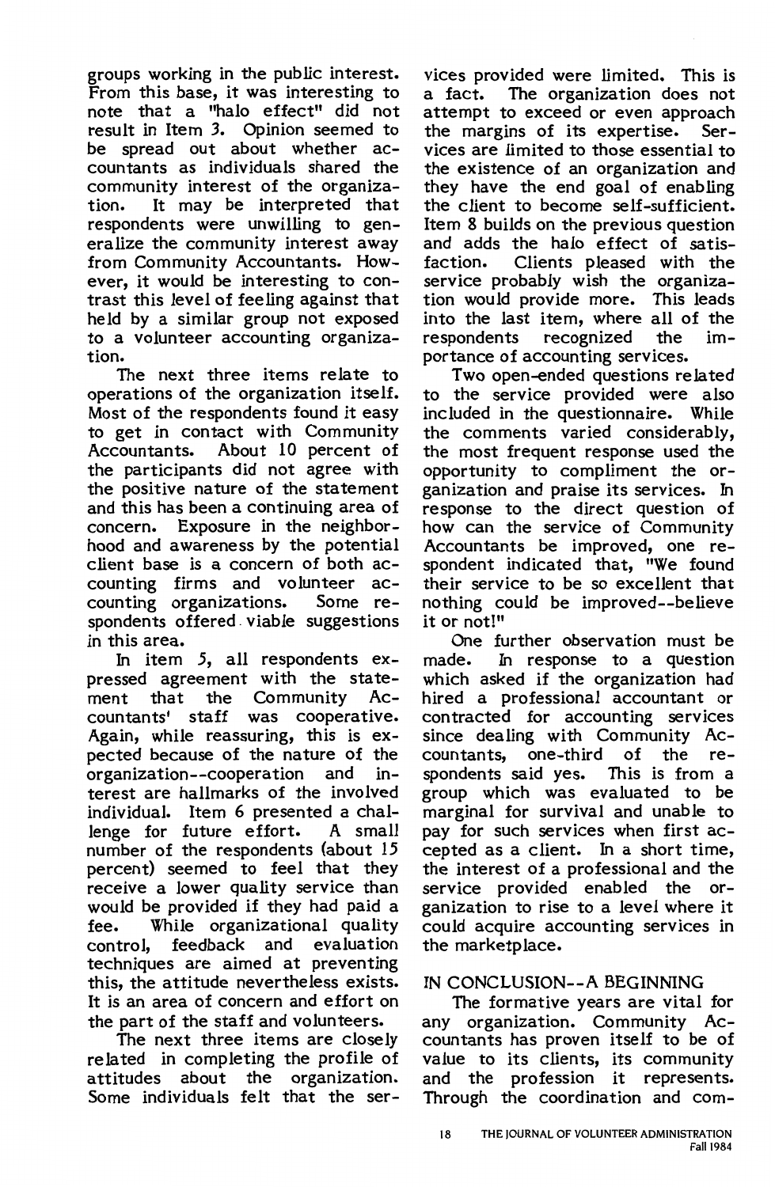groups working in the public interest. From this base, it was interesting to note that a "halo effect" did not result in Item 3. Opinion seemed to be spread out about whether accountants as individuals shared the community interest of the organization. It may be interpreted that respondents were unwilling to generalize the community interest away from Community Accountants. However, it would be interesting to contrast this level of feeling against that held by a similar group not exposed to a volunteer accounting organization.

The next three items relate to operations of the organization itself. Most of the respondents found it easy to get in contact with Community Accountants. About 10 percent of the participants did not agree with the positive nature of the statement and this has been a continuing area of concern. Exposure in the neighborhood and awareness by the potential client base is a concern of both accounting firms and volunteer accounting organizations. Some respondents offered viable suggestions in this area.

In item 5, all respondents expressed agreement with the statement that the Community Accountants' staff was cooperative. Again, while reassuring, this is expected because of the nature of the organization--cooperation and interest are hallmarks of the involved individual. Item 6 presented a challenge for future effort. A small number of the respondents (about 15 percent) seemed to feel that they receive a lower quality service than would be provided if they had paid a fee. While organizational quality control, feedback and evaluation techniques are aimed at preventing this, the attitude nevertheless exists. It is an area of concern and effort on the part of the staff and volunteers.

The next three items are closely related in completing the profile of attitudes about the organization. Some individuals felt that the services provided were limited. This is a fact. The organization does not attempt to exceed or even approach the margins of its expertise. Services are limited to those essential to the existence of an organization and they have the end goal of enabling the client to become self-sufficient. Item 8 builds on the previous question and adds the halo effect of satisfaction. Clients pleased with the service probably wish the organization would provide more. This leads into the last item, where all of the respondents recognized the importance of accounting services.

Two open-ended questions related to the service provided were also included in the questionnaire. While the comments varied considerably, the most frequent response used the opportunity to compliment the organization and praise its services. In response to the direct question of how can the service of Community Accountants be improved, one respondent indicated that, "We found their service to be so excellent that nothing could be improved--believe it or not!"

One further observation must be made. In response to a question which asked if the organization had hired a professional accountant or contracted for accounting services since dealing with Community Accountants, one-third of the respondents said yes. This is from a group which was evaluated to be marginal for survival and unable to pay for such services when first accepted as a client. In a short time, the interest of a professional and the service provided enabled the organization to rise to a level where it could acquire accounting services in the marketplace.

## IN CONCLUSION--A BEGINNING

The formative years are vital for any organization. Community Accountants has proven itself to be of value to its clients, its community and the profession it represents. Through the coordination and com-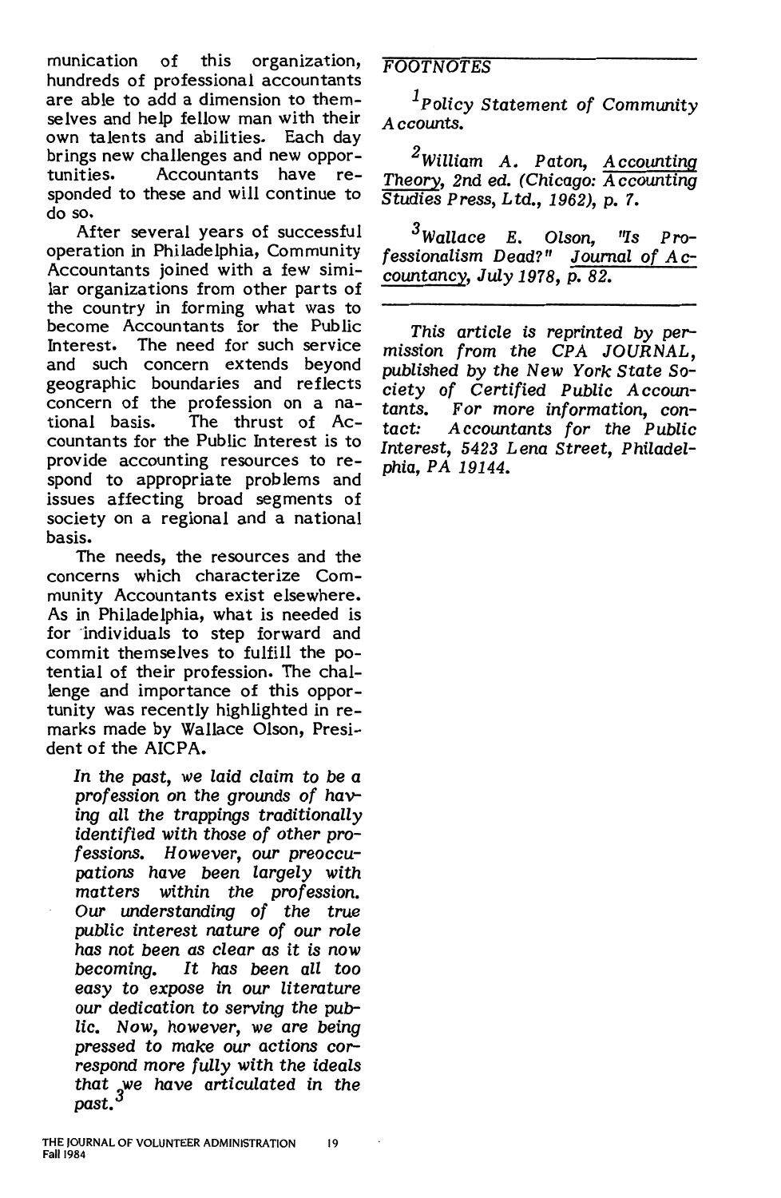munication of this organization, hundreds of professional accountants are able to add a dimension to themselves and help fellow man with their own talents and abilities. Each day brings new challenges and new opportunities. Accountants have responded to these and will continue to do so.

After several years of successful operation in Philadelphia, Community Accountants joined with a few similar organizations from other parts of the country in forming what was to become Accountants for the Public Interest. The need for such service and such concern extends beyond geographic boundaries and reflects concern of the profession on a national basis. The thrust of Accountants for the Public Interest is to provide accounting resources to respond to appropriate problems and issues affecting broad segments of society on a regional and a national basis.

The needs, the resources and the concerns which characterize Community Accountants exist elsewhere. As in Philadelphia, what is needed is for individuals to step forward and commit themselves to fulfill the potential of their profession. The challenge and importance of this opportunity was recently highlighted in remarks made by Wallace Olson, President of the AICPA.

> *In the past, we laid claim to be a profession on the grounds of having all the trappings traditionally identified with those of other professions. However, our preoccupations have been largely with matters within the profession. Our understanding of the true public interest nature of our role has not been as clear as it is now becoming. It has been all too easy to expose in our literature our dedication to serving the public. Now, however, we are being pressed to make our actions correspond more fully with the ideals that we have articulated in the past.*[3]

*FOOTNOTES*

[1] *Policy Statement of Community Accounts.*

[2] *William A. Paton, Accounting Theory, 2nd ed. (Chicago: Accounting Studies Press, Ltd., 1962), p. 7.*

[3] *Wallace E. Olson, "Is Professionalism Dead?" Journal of Accountancy, July 1978, p. 82.*

*This article is reprinted by permission from the CPA JOURNAL, published by the New York State Society of Certified Public Accountants. For more information, contact: Accountants for the Public Interest, 5423 Lena Street, Philadelphia, PA 19144.*